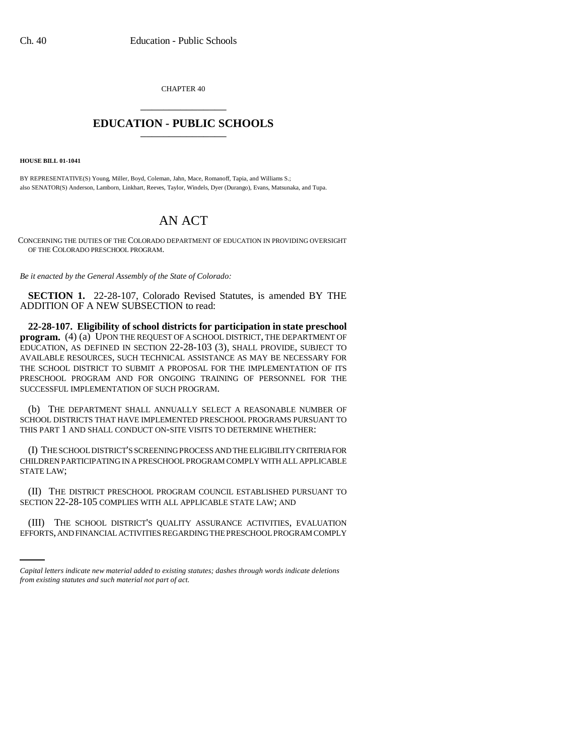CHAPTER 40

# EDUCATION - PUBLIC SCHOOLS

**HOUSE BILL 01-1041**

BY REPRESENTATIVE(S) Young, Miller, Boyd, Coleman, Jahn, Mace, Romanoff, Tapia, and Williams S.;
also SENATOR(S) Anderson, Lamborn, Linkhart, Reeves, Taylor, Windels, Dyer (Durango), Evans, Matsunaka, and Tupa.

# AN ACT

CONCERNING THE DUTIES OF THE COLORADO DEPARTMENT OF EDUCATION IN PROVIDING OVERSIGHT OF THE COLORADO PRESCHOOL PROGRAM.

*Be it enacted by the General Assembly of the State of Colorado:*

**SECTION 1.** 22-28-107, Colorado Revised Statutes, is amended BY THE ADDITION OF A NEW SUBSECTION to read:

**22-28-107. Eligibility of school districts for participation in state preschool program.** (4) (a) UPON THE REQUEST OF A SCHOOL DISTRICT, THE DEPARTMENT OF EDUCATION, AS DEFINED IN SECTION 22-28-103 (3), SHALL PROVIDE, SUBJECT TO AVAILABLE RESOURCES, SUCH TECHNICAL ASSISTANCE AS MAY BE NECESSARY FOR THE SCHOOL DISTRICT TO SUBMIT A PROPOSAL FOR THE IMPLEMENTATION OF ITS PRESCHOOL PROGRAM AND FOR ONGOING TRAINING OF PERSONNEL FOR THE SUCCESSFUL IMPLEMENTATION OF SUCH PROGRAM.

(b) THE DEPARTMENT SHALL ANNUALLY SELECT A REASONABLE NUMBER OF SCHOOL DISTRICTS THAT HAVE IMPLEMENTED PRESCHOOL PROGRAMS PURSUANT TO THIS PART 1 AND SHALL CONDUCT ON-SITE VISITS TO DETERMINE WHETHER:

(I) THE SCHOOL DISTRICT'S SCREENING PROCESS AND THE ELIGIBILITY CRITERIA FOR CHILDREN PARTICIPATING IN A PRESCHOOL PROGRAM COMPLY WITH ALL APPLICABLE STATE LAW;

(II) THE DISTRICT PRESCHOOL PROGRAM COUNCIL ESTABLISHED PURSUANT TO SECTION 22-28-105 COMPLIES WITH ALL APPLICABLE STATE LAW; AND

(III) THE SCHOOL DISTRICT'S QUALITY ASSURANCE ACTIVITIES, EVALUATION EFFORTS, AND FINANCIAL ACTIVITIES REGARDING THE PRESCHOOL PROGRAM COMPLY

*Capital letters indicate new material added to existing statutes; dashes through words indicate deletions from existing statutes and such material not part of act.*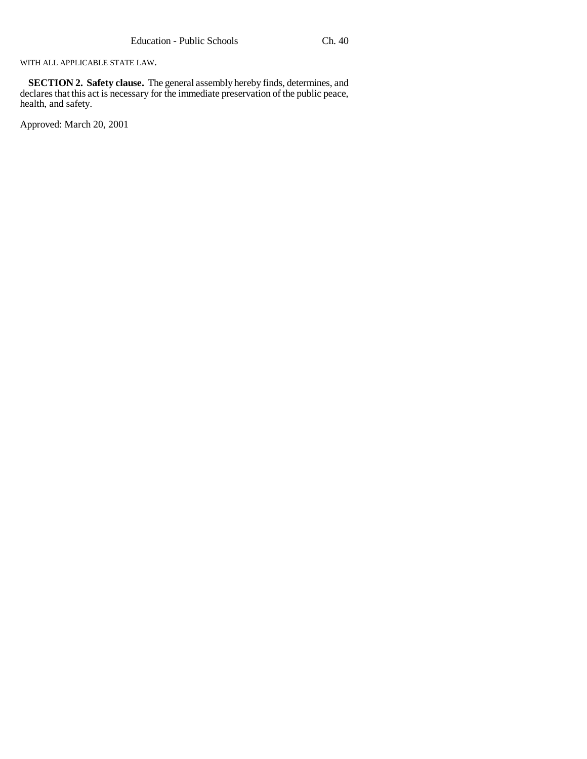WITH ALL APPLICABLE STATE LAW.

**SECTION 2. Safety clause.** The general assembly hereby finds, determines, and declares that this act is necessary for the immediate preservation of the public peace, health, and safety.

Approved: March 20, 2001